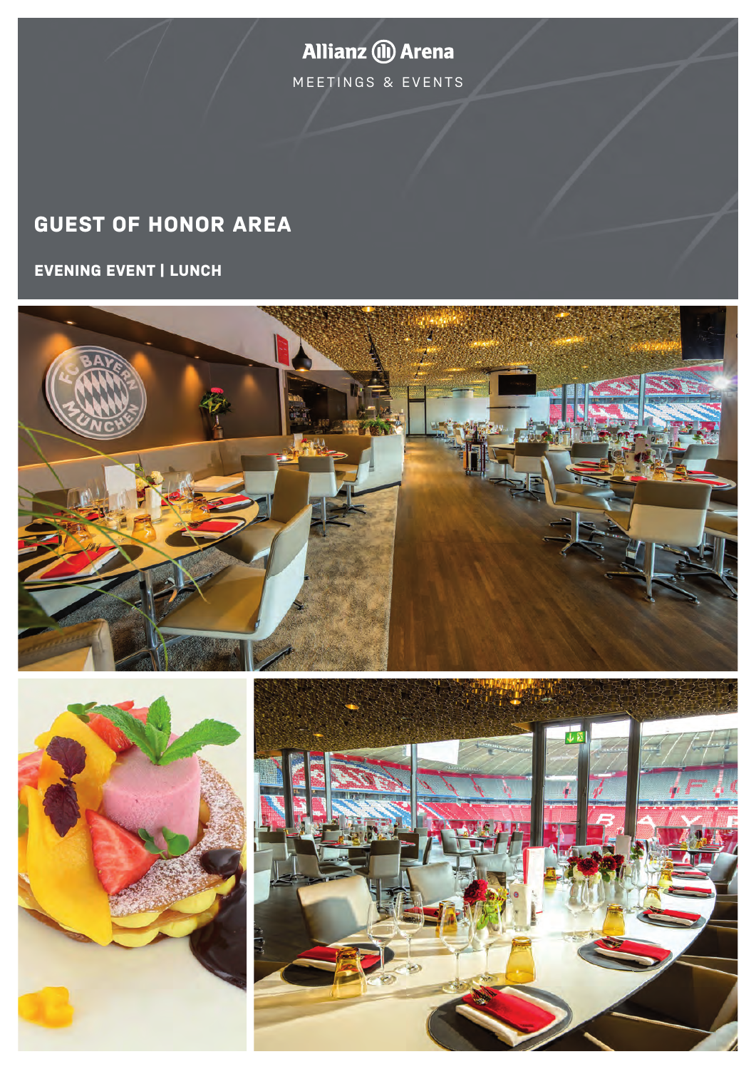Allianz Arena

MEETINGS & EVENTS

# GUEST OF HONOR AREA

## EVENING EVENT | LUNCH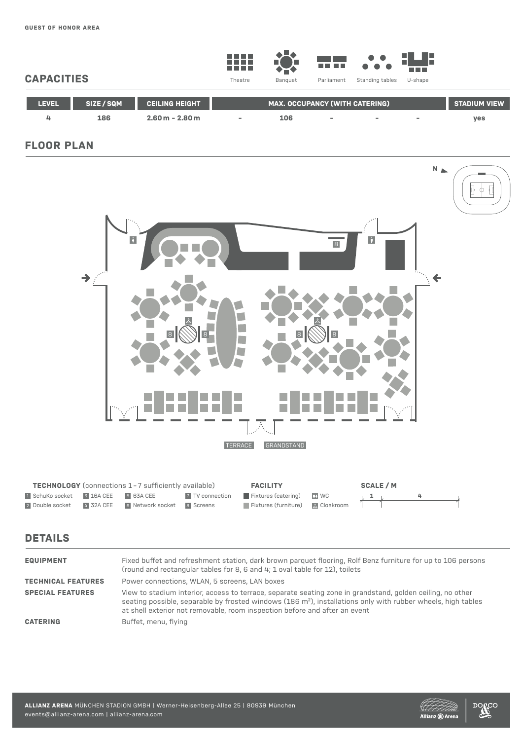GUEST OF HONOR AREA

## CAPACITIES

| LEVEL | SIZE / SQM | CEILING HEIGHT | MAX. OCCUPANCY (WITH CATERING) | | | | | STADIUM VIEW |
|---|---|---|---|---|---|---|---|---|
| | | | Theatre | Banquet | Parliament | Standing tables | U-shape | |
| 4 | 186 | 2.60 m - 2.80 m | - | 106 | - | - | - | yes |

## FLOOR PLAN

N

TERRACE

GRANDSTAND

**TECHNOLOGY** (connections 1 – 7 sufficiently available)

1 SchuKo socket
2 Double socket
3 16A CEE
4 32A CEE
5 63A CEE
6 Network socket
7 TV connection
8 Screens

**FACILITY**

Fixtures (catering)
Fixtures (furniture)
WC
Cloakroom

**SCALE / M**

1
4

## DETAILS

| | |
|---|---|
| **EQUIPMENT** | Fixed buffet and refreshment station, dark brown parquet flooring, Rolf Benz furniture for up to 106 persons (round and rectangular tables for 8, 6 and 4; 1 oval table for 12), toilets |
| **TECHNICAL FEATURES** | Power connections, WLAN, 5 screens, LAN boxes |
| **SPECIAL FEATURES** | View to stadium interior, access to terrace, separate seating zone in grandstand, golden ceiling, no other seating possible, separable by frosted windows (186 m²), installations only with rubber wheels, high tables at shell exterior not removable, room inspection before and after an event |
| **CATERING** | Buffet, menu, flying |

**ALLIANZ ARENA** MÜNCHEN STADION GMBH | Werner-Heisenberg-Allee 25 | 80939 München
events@allianz-arena.com | allianz-arena.com